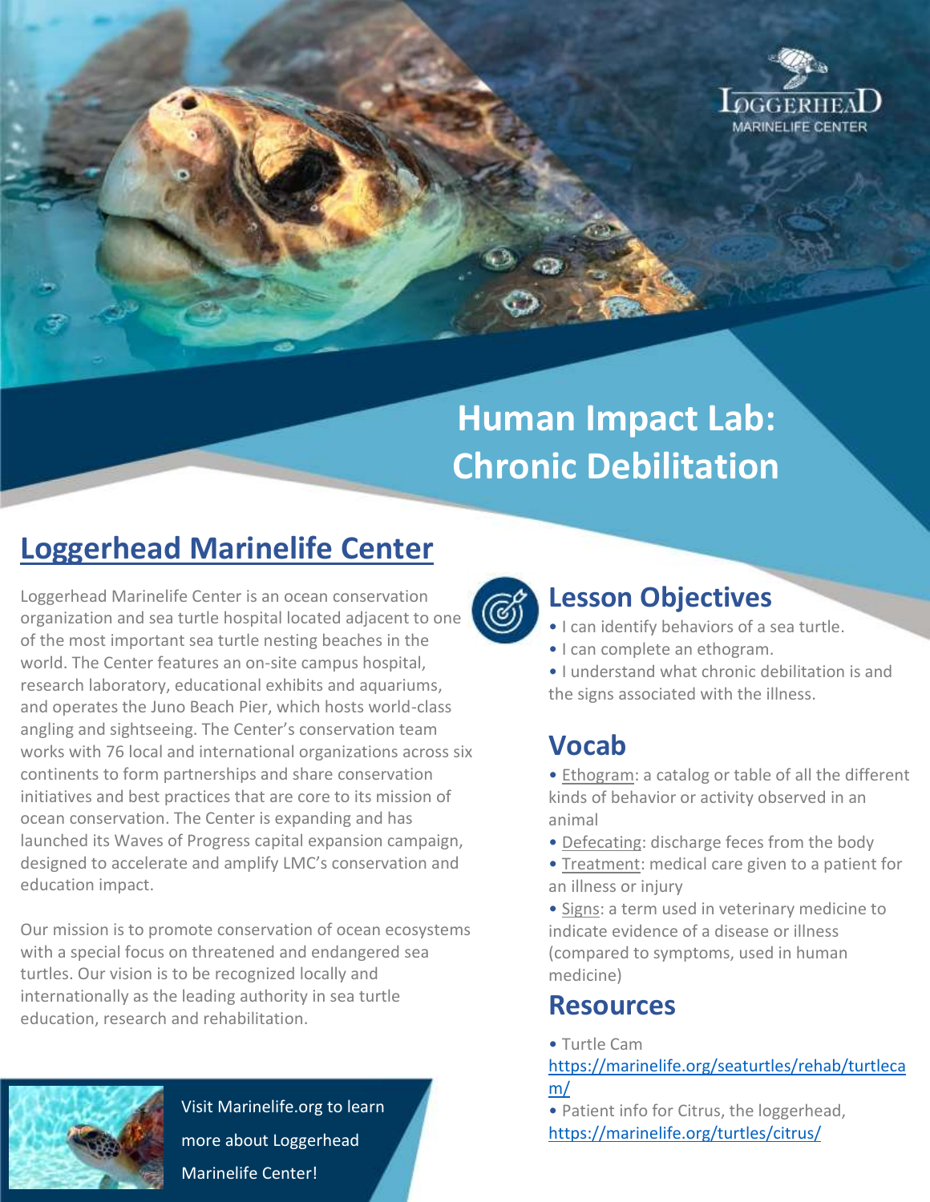# Human Impact Lab: Chronic Debilitation

## Loggerhead Marinelife Center

Loggerhead Marinelife Center is an ocean conservation organization and sea turtle hospital located adjacent to one of the most important sea turtle nesting beaches in the world. The Center features an on-site campus hospital, research laboratory, educational exhibits and aquariums, and operates the Juno Beach Pier, which hosts world-class angling and sightseeing. The Center's conservation team works with 76 local and international organizations across six continents to form partnerships and share conservation initiatives and best practices that are core to its mission of ocean conservation. The Center is expanding and has launched its Waves of Progress capital expansion campaign, designed to accelerate and amplify LMC's conservation and education impact.

Our mission is to promote conservation of ocean ecosystems with a special focus on threatened and endangered sea turtles. Our vision is to be recognized locally and internationally as the leading authority in sea turtle education, research and rehabilitation.

Visit Marinelife.org to learn more about Loggerhead Marinelife Center!

## Lesson Objectives

- I can identify behaviors of a sea turtle.
- I can complete an ethogram.
- I understand what chronic debilitation is and the signs associated with the illness.

## Vocab

- Ethogram: a catalog or table of all the different kinds of behavior or activity observed in an animal
- Defecating: discharge feces from the body
- Treatment: medical care given to a patient for an illness or injury
- Signs: a term used in veterinary medicine to indicate evidence of a disease or illness (compared to symptoms, used in human medicine)

## Resources

- Turtle Cam https://marinelife.org/seaturtles/rehab/turtlecam/
- Patient info for Citrus, the loggerhead, https://marinelife.org/turtles/citrus/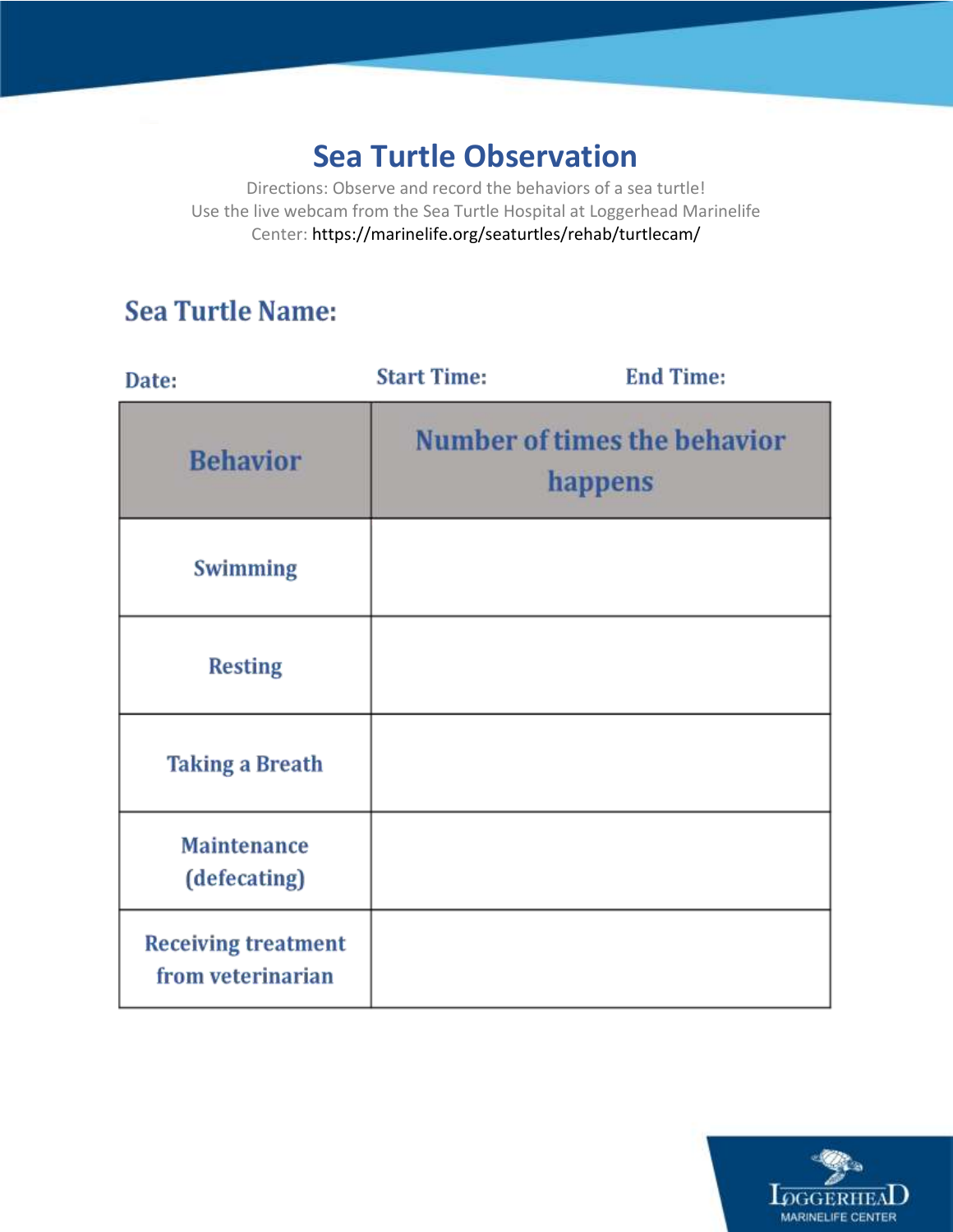# Sea Turtle Observation

Directions: Observe and record the behaviors of a sea turtle!
Use the live webcam from the Sea Turtle Hospital at Loggerhead Marinelife Center: https://marinelife.org/seaturtles/rehab/turtlecam/

## Sea Turtle Name:

**Date:** **Start Time:** **End Time:**

| Behavior | Number of times the behavior happens |
|---|---|
| Swimming | |
| Resting | |
| Taking a Breath | |
| Maintenance (defecating) | |
| Receiving treatment from veterinarian | |

LOGGERHEAD MARINELIFE CENTER